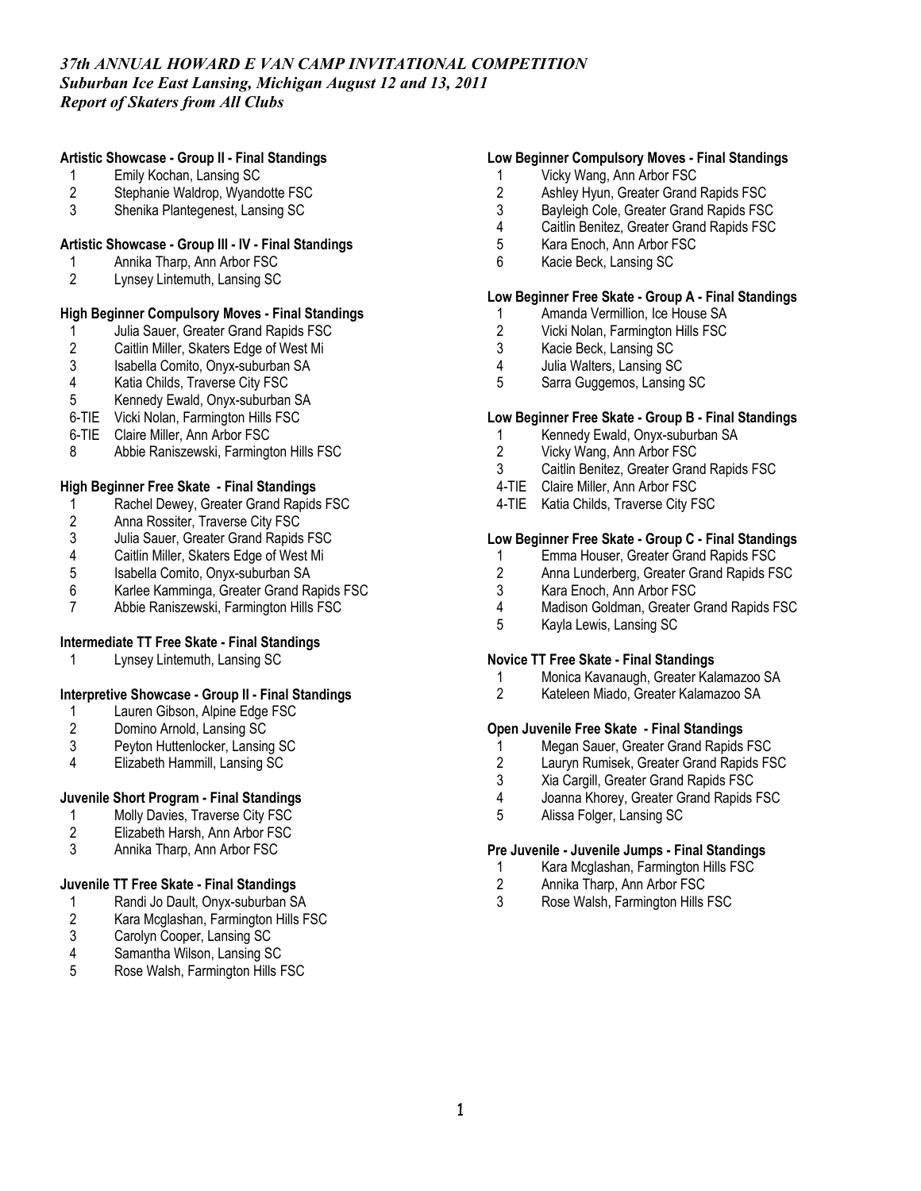*37th ANNUAL HOWARD E VAN CAMP INVITATIONAL COMPETITION*
*Suburban Ice East Lansing, Michigan August 12 and 13, 2011*
*Report of Skaters from All Clubs*

**Artistic Showcase - Group II - Final Standings**

1 Emily Kochan, Lansing SC
2 Stephanie Waldrop, Wyandotte FSC
3 Shenika Plantegenest, Lansing SC

**Artistic Showcase - Group III - IV - Final Standings**

1 Annika Tharp, Ann Arbor FSC
2 Lynsey Lintemuth, Lansing SC

**High Beginner Compulsory Moves - Final Standings**

1 Julia Sauer, Greater Grand Rapids FSC
2 Caitlin Miller, Skaters Edge of West Mi
3 Isabella Comito, Onyx-suburban SA
4 Katia Childs, Traverse City FSC
5 Kennedy Ewald, Onyx-suburban SA
6-TIE Vicki Nolan, Farmington Hills FSC
6-TIE Claire Miller, Ann Arbor FSC
8 Abbie Raniszewski, Farmington Hills FSC

**High Beginner Free Skate - Final Standings**

1 Rachel Dewey, Greater Grand Rapids FSC
2 Anna Rossiter, Traverse City FSC
3 Julia Sauer, Greater Grand Rapids FSC
4 Caitlin Miller, Skaters Edge of West Mi
5 Isabella Comito, Onyx-suburban SA
6 Karlee Kamminga, Greater Grand Rapids FSC
7 Abbie Raniszewski, Farmington Hills FSC

**Intermediate TT Free Skate - Final Standings**

1 Lynsey Lintemuth, Lansing SC

**Interpretive Showcase - Group II - Final Standings**

1 Lauren Gibson, Alpine Edge FSC
2 Domino Arnold, Lansing SC
3 Peyton Huttenlocker, Lansing SC
4 Elizabeth Hammill, Lansing SC

**Juvenile Short Program - Final Standings**

1 Molly Davies, Traverse City FSC
2 Elizabeth Harsh, Ann Arbor FSC
3 Annika Tharp, Ann Arbor FSC

**Juvenile TT Free Skate - Final Standings**

1 Randi Jo Dault, Onyx-suburban SA
2 Kara Mcglashan, Farmington Hills FSC
3 Carolyn Cooper, Lansing SC
4 Samantha Wilson, Lansing SC
5 Rose Walsh, Farmington Hills FSC

**Low Beginner Compulsory Moves - Final Standings**

1 Vicky Wang, Ann Arbor FSC
2 Ashley Hyun, Greater Grand Rapids FSC
3 Bayleigh Cole, Greater Grand Rapids FSC
4 Caitlin Benitez, Greater Grand Rapids FSC
5 Kara Enoch, Ann Arbor FSC
6 Kacie Beck, Lansing SC

**Low Beginner Free Skate - Group A - Final Standings**

1 Amanda Vermillion, Ice House SA
2 Vicki Nolan, Farmington Hills FSC
3 Kacie Beck, Lansing SC
4 Julia Walters, Lansing SC
5 Sarra Guggemos, Lansing SC

**Low Beginner Free Skate - Group B - Final Standings**

1 Kennedy Ewald, Onyx-suburban SA
2 Vicky Wang, Ann Arbor FSC
3 Caitlin Benitez, Greater Grand Rapids FSC
4-TIE Claire Miller, Ann Arbor FSC
4-TIE Katia Childs, Traverse City FSC

**Low Beginner Free Skate - Group C - Final Standings**

1 Emma Houser, Greater Grand Rapids FSC
2 Anna Lunderberg, Greater Grand Rapids FSC
3 Kara Enoch, Ann Arbor FSC
4 Madison Goldman, Greater Grand Rapids FSC
5 Kayla Lewis, Lansing SC

**Novice TT Free Skate - Final Standings**

1 Monica Kavanaugh, Greater Kalamazoo SA
2 Kateleen Miado, Greater Kalamazoo SA

**Open Juvenile Free Skate - Final Standings**

1 Megan Sauer, Greater Grand Rapids FSC
2 Lauryn Rumisek, Greater Grand Rapids FSC
3 Xia Cargill, Greater Grand Rapids FSC
4 Joanna Khorey, Greater Grand Rapids FSC
5 Alissa Folger, Lansing SC

**Pre Juvenile - Juvenile Jumps - Final Standings**

1 Kara Mcglashan, Farmington Hills FSC
2 Annika Tharp, Ann Arbor FSC
3 Rose Walsh, Farmington Hills FSC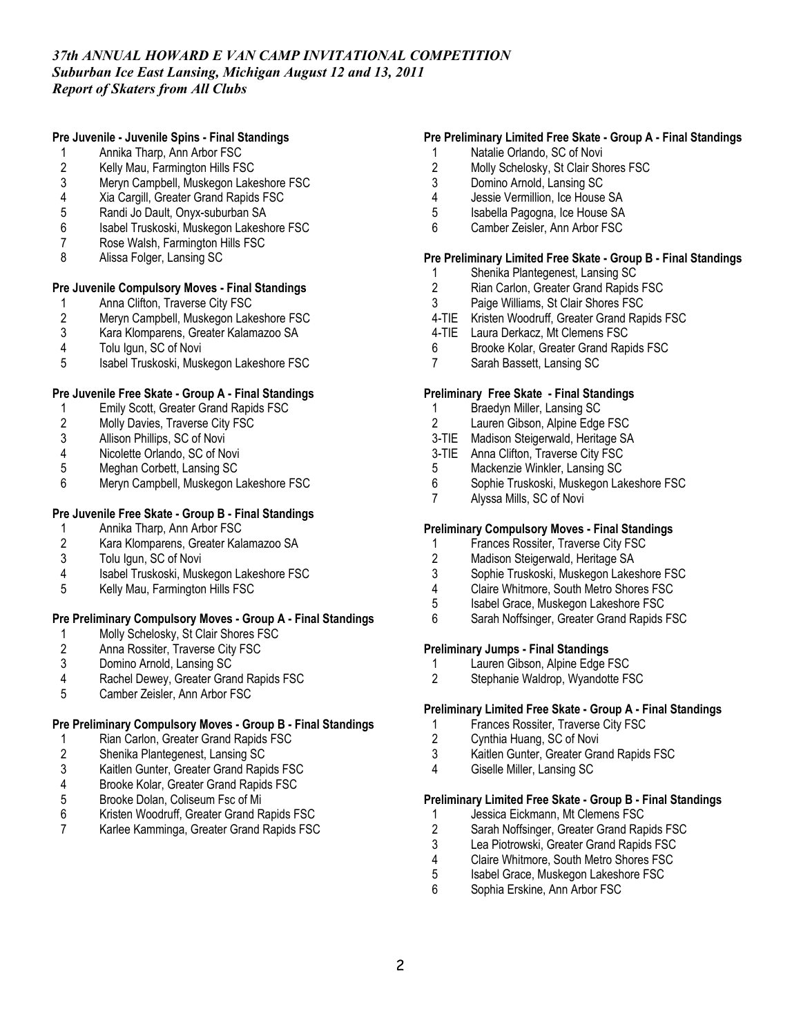*37th ANNUAL HOWARD E VAN CAMP INVITATIONAL COMPETITION*
*Suburban Ice East Lansing, Michigan August 12 and 13, 2011*
*Report of Skaters from All Clubs*

**Pre Juvenile - Juvenile Spins - Final Standings**

1 Annika Tharp, Ann Arbor FSC
2 Kelly Mau, Farmington Hills FSC
3 Meryn Campbell, Muskegon Lakeshore FSC
4 Xia Cargill, Greater Grand Rapids FSC
5 Randi Jo Dault, Onyx-suburban SA
6 Isabel Truskoski, Muskegon Lakeshore FSC
7 Rose Walsh, Farmington Hills FSC
8 Alissa Folger, Lansing SC

**Pre Juvenile Compulsory Moves - Final Standings**

1 Anna Clifton, Traverse City FSC
2 Meryn Campbell, Muskegon Lakeshore FSC
3 Kara Klomparens, Greater Kalamazoo SA
4 Tolu Igun, SC of Novi
5 Isabel Truskoski, Muskegon Lakeshore FSC

**Pre Juvenile Free Skate - Group A - Final Standings**

1 Emily Scott, Greater Grand Rapids FSC
2 Molly Davies, Traverse City FSC
3 Allison Phillips, SC of Novi
4 Nicolette Orlando, SC of Novi
5 Meghan Corbett, Lansing SC
6 Meryn Campbell, Muskegon Lakeshore FSC

**Pre Juvenile Free Skate - Group B - Final Standings**

1 Annika Tharp, Ann Arbor FSC
2 Kara Klomparens, Greater Kalamazoo SA
3 Tolu Igun, SC of Novi
4 Isabel Truskoski, Muskegon Lakeshore FSC
5 Kelly Mau, Farmington Hills FSC

**Pre Preliminary Compulsory Moves - Group A - Final Standings**

1 Molly Schelosky, St Clair Shores FSC
2 Anna Rossiter, Traverse City FSC
3 Domino Arnold, Lansing SC
4 Rachel Dewey, Greater Grand Rapids FSC
5 Camber Zeisler, Ann Arbor FSC

**Pre Preliminary Compulsory Moves - Group B - Final Standings**

1 Rian Carlon, Greater Grand Rapids FSC
2 Shenika Plantegenest, Lansing SC
3 Kaitlen Gunter, Greater Grand Rapids FSC
4 Brooke Kolar, Greater Grand Rapids FSC
5 Brooke Dolan, Coliseum Fsc of Mi
6 Kristen Woodruff, Greater Grand Rapids FSC
7 Karlee Kamminga, Greater Grand Rapids FSC

**Pre Preliminary Limited Free Skate - Group A - Final Standings**

1 Natalie Orlando, SC of Novi
2 Molly Schelosky, St Clair Shores FSC
3 Domino Arnold, Lansing SC
4 Jessie Vermillion, Ice House SA
5 Isabella Pagogna, Ice House SA
6 Camber Zeisler, Ann Arbor FSC

**Pre Preliminary Limited Free Skate - Group B - Final Standings**

1 Shenika Plantegenest, Lansing SC
2 Rian Carlon, Greater Grand Rapids FSC
3 Paige Williams, St Clair Shores FSC
4-TIE Kristen Woodruff, Greater Grand Rapids FSC
4-TIE Laura Derkacz, Mt Clemens FSC
6 Brooke Kolar, Greater Grand Rapids FSC
7 Sarah Bassett, Lansing SC

**Preliminary Free Skate - Final Standings**

1 Braedyn Miller, Lansing SC
2 Lauren Gibson, Alpine Edge FSC
3-TIE Madison Steigerwald, Heritage SA
3-TIE Anna Clifton, Traverse City FSC
5 Mackenzie Winkler, Lansing SC
6 Sophie Truskoski, Muskegon Lakeshore FSC
7 Alyssa Mills, SC of Novi

**Preliminary Compulsory Moves - Final Standings**

1 Frances Rossiter, Traverse City FSC
2 Madison Steigerwald, Heritage SA
3 Sophie Truskoski, Muskegon Lakeshore FSC
4 Claire Whitmore, South Metro Shores FSC
5 Isabel Grace, Muskegon Lakeshore FSC
6 Sarah Noffsinger, Greater Grand Rapids FSC

**Preliminary Jumps - Final Standings**

1 Lauren Gibson, Alpine Edge FSC
2 Stephanie Waldrop, Wyandotte FSC

**Preliminary Limited Free Skate - Group A - Final Standings**

1 Frances Rossiter, Traverse City FSC
2 Cynthia Huang, SC of Novi
3 Kaitlen Gunter, Greater Grand Rapids FSC
4 Giselle Miller, Lansing SC

**Preliminary Limited Free Skate - Group B - Final Standings**

1 Jessica Eickmann, Mt Clemens FSC
2 Sarah Noffsinger, Greater Grand Rapids FSC
3 Lea Piotrowski, Greater Grand Rapids FSC
4 Claire Whitmore, South Metro Shores FSC
5 Isabel Grace, Muskegon Lakeshore FSC
6 Sophia Erskine, Ann Arbor FSC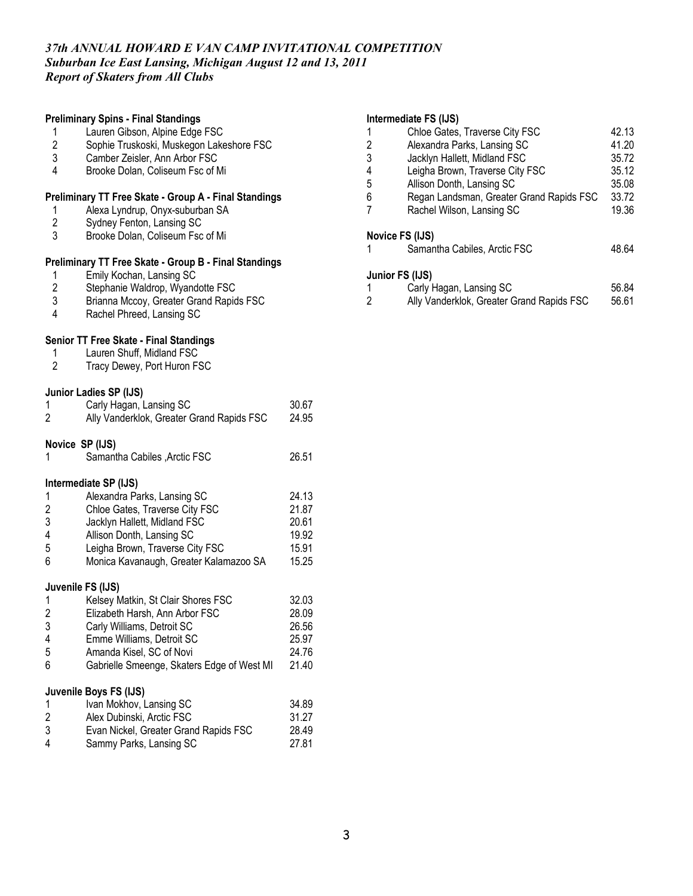*37th ANNUAL HOWARD E VAN CAMP INVITATIONAL COMPETITION*
*Suburban Ice East Lansing, Michigan August 12 and 13, 2011*
*Report of Skaters from All Clubs*

**Preliminary Spins - Final Standings**

| | |
|---|---|
| 1 | Lauren Gibson, Alpine Edge FSC |
| 2 | Sophie Truskoski, Muskegon Lakeshore FSC |
| 3 | Camber Zeisler, Ann Arbor FSC |
| 4 | Brooke Dolan, Coliseum Fsc of Mi |

**Preliminary TT Free Skate - Group A - Final Standings**

| | |
|---|---|
| 1 | Alexa Lyndrup, Onyx-suburban SA |
| 2 | Sydney Fenton, Lansing SC |
| 3 | Brooke Dolan, Coliseum Fsc of Mi |

**Preliminary TT Free Skate - Group B - Final Standings**

| | |
|---|---|
| 1 | Emily Kochan, Lansing SC |
| 2 | Stephanie Waldrop, Wyandotte FSC |
| 3 | Brianna Mccoy, Greater Grand Rapids FSC |
| 4 | Rachel Phreed, Lansing SC |

**Senior TT Free Skate - Final Standings**

| | |
|---|---|
| 1 | Lauren Shuff, Midland FSC |
| 2 | Tracy Dewey, Port Huron FSC |

**Junior Ladies SP (IJS)**

| | | |
|---|---|---|
| 1 | Carly Hagan, Lansing SC | 30.67 |
| 2 | Ally Vanderklok, Greater Grand Rapids FSC | 24.95 |

**Novice SP (IJS)**

| | | |
|---|---|---|
| 1 | Samantha Cabiles ,Arctic FSC | 26.51 |

**Intermediate SP (IJS)**

| | | |
|---|---|---|
| 1 | Alexandra Parks, Lansing SC | 24.13 |
| 2 | Chloe Gates, Traverse City FSC | 21.87 |
| 3 | Jacklyn Hallett, Midland FSC | 20.61 |
| 4 | Allison Donth, Lansing SC | 19.92 |
| 5 | Leigha Brown, Traverse City FSC | 15.91 |
| 6 | Monica Kavanaugh, Greater Kalamazoo SA | 15.25 |

**Juvenile FS (IJS)**

| | | |
|---|---|---|
| 1 | Kelsey Matkin, St Clair Shores FSC | 32.03 |
| 2 | Elizabeth Harsh, Ann Arbor FSC | 28.09 |
| 3 | Carly Williams, Detroit SC | 26.56 |
| 4 | Emme Williams, Detroit SC | 25.97 |
| 5 | Amanda Kisel, SC of Novi | 24.76 |
| 6 | Gabrielle Smeenge, Skaters Edge of West MI | 21.40 |

**Juvenile Boys FS (IJS)**

| | | |
|---|---|---|
| 1 | Ivan Mokhov, Lansing SC | 34.89 |
| 2 | Alex Dubinski, Arctic FSC | 31.27 |
| 3 | Evan Nickel, Greater Grand Rapids FSC | 28.49 |
| 4 | Sammy Parks, Lansing SC | 27.81 |

**Intermediate FS (IJS)**

| | | |
|---|---|---|
| 1 | Chloe Gates, Traverse City FSC | 42.13 |
| 2 | Alexandra Parks, Lansing SC | 41.20 |
| 3 | Jacklyn Hallett, Midland FSC | 35.72 |
| 4 | Leigha Brown, Traverse City FSC | 35.12 |
| 5 | Allison Donth, Lansing SC | 35.08 |
| 6 | Regan Landsman, Greater Grand Rapids FSC | 33.72 |
| 7 | Rachel Wilson, Lansing SC | 19.36 |

**Novice FS (IJS)**

| | | |
|---|---|---|
| 1 | Samantha Cabiles, Arctic FSC | 48.64 |

**Junior FS (IJS)**

| | | |
|---|---|---|
| 1 | Carly Hagan, Lansing SC | 56.84 |
| 2 | Ally Vanderklok, Greater Grand Rapids FSC | 56.61 |